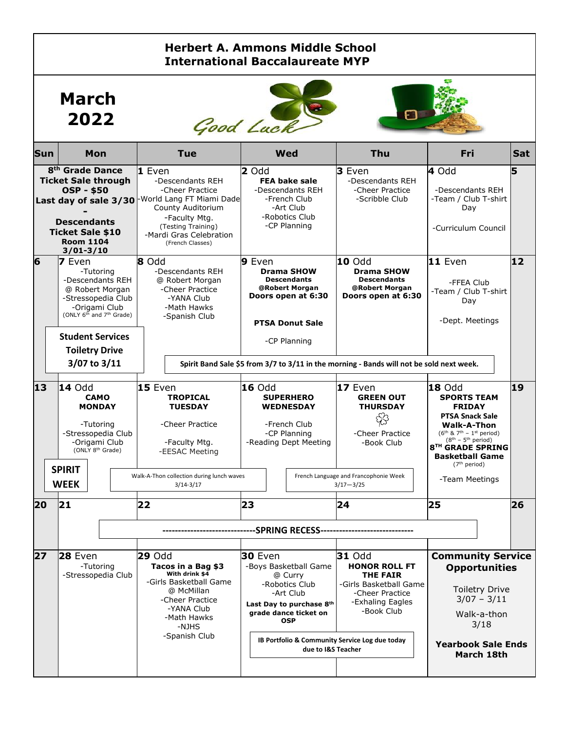# Herbert A. Ammons Middle School
# International Baccalaureate MYP

## March 2022

Good Luck

| Sun | Mon | Tue | Wed | Thu | Fri | Sat |
|---|---|---|---|---|---|---|
| **8th Grade Dance Ticket Sale through OSP - $50 Last day of sale 3/30** - **Descendants Ticket Sale $10 Room 1104 3/01-3/10** | | **1** Even<br>-Descendants REH<br>-Cheer Practice<br>-World Lang FT Miami Dade County Auditorium<br>-Faculty Mtg. (Testing Training)<br>-Mardi Gras Celebration (French Classes) | **2** Odd<br>**FEA bake sale**<br>-Descendants REH<br>-French Club<br>-Art Club<br>-Robotics Club<br>-CP Planning | **3** Even<br>-Descendants REH<br>-Cheer Practice<br>-Scribble Club | **4** Odd<br>-Descendants REH<br>-Team / Club T-shirt Day<br>-Curriculum Council | **5** |
| **6** | **7** Even<br>-Tutoring<br>-Descendants REH @ Robert Morgan<br>-Stressopedia Club<br>-Origami Club (ONLY 6th and 7th Grade)<br>**Student Services Toiletry Drive 3/07 to 3/11** | **8** Odd<br>-Descendants REH @ Robert Morgan<br>-Cheer Practice<br>-YANA Club<br>-Math Hawks<br>-Spanish Club | **9** Even<br>**Drama SHOW Descendants @Robert Morgan Doors open at 6:30**<br>**PTSA Donut Sale**<br>-CP Planning | **10** Odd<br>**Drama SHOW Descendants @Robert Morgan Doors open at 6:30** | **11** Even<br>-FFEA Club<br>-Team / Club T-shirt Day<br>-Dept. Meetings | **12** |
| | | **Spirit Band Sale $5 from 3/7 to 3/11 in the morning - Bands will not be sold next week.** | | | | |
| **13** | **14** Odd<br>**CAMO MONDAY**<br>-Tutoring<br>-Stressopedia Club<br>-Origami Club (ONLY 8th Grade)<br>**SPIRIT WEEK** | **15** Even<br>**TROPICAL TUESDAY**<br>-Cheer Practice<br>-Faculty Mtg.<br>-EESAC Meeting | **16** Odd<br>**SUPERHERO WEDNESDAY**<br>-French Club<br>-CP Planning<br>-Reading Dept Meeting | **17** Even<br>**GREEN OUT THURSDAY**<br>-Cheer Practice<br>-Book Club | **18** Odd<br>**SPORTS TEAM FRIDAY**<br>**PTSA Snack Sale**<br>**Walk-A-Thon** (6th & 7th – 1st period) (8th – 5th period)<br>**8TH GRADE SPRING Basketball Game** (7th period)<br>-Team Meetings | **19** |
| | | Walk-A-Thon collection during lunch waves 3/14-3/17 | | French Language and Francophonie Week 3/17—3/25 | | |
| **20** | **21** | **22** | **23** | **24** | **25** | **26** |
| | -----------------------------SPRING RECESS----------------------------- | | | | | |
| **27** | **28** Even<br>-Tutoring<br>-Stressopedia Club | **29** Odd<br>**Tacos in a Bag $3 With drink $4**<br>-Girls Basketball Game @ McMillan<br>-Cheer Practice<br>-YANA Club<br>-Math Hawks<br>-NJHS<br>-Spanish Club | **30** Even<br>-Boys Basketball Game @ Curry<br>-Robotics Club<br>-Art Club<br>**Last Day to purchase 8th grade dance ticket on OSP**<br>**IB Portfolio & Community Service Log due today due to I&S Teacher** | **31** Odd<br>**HONOR ROLL FT THE FAIR**<br>-Girls Basketball Game<br>-Cheer Practice<br>-Exhaling Eagles<br>-Book Club | **Community Service Opportunities**<br>Toiletry Drive 3/07 – 3/11<br>Walk-a-thon 3/18<br>**Yearbook Sale Ends March 18th** | |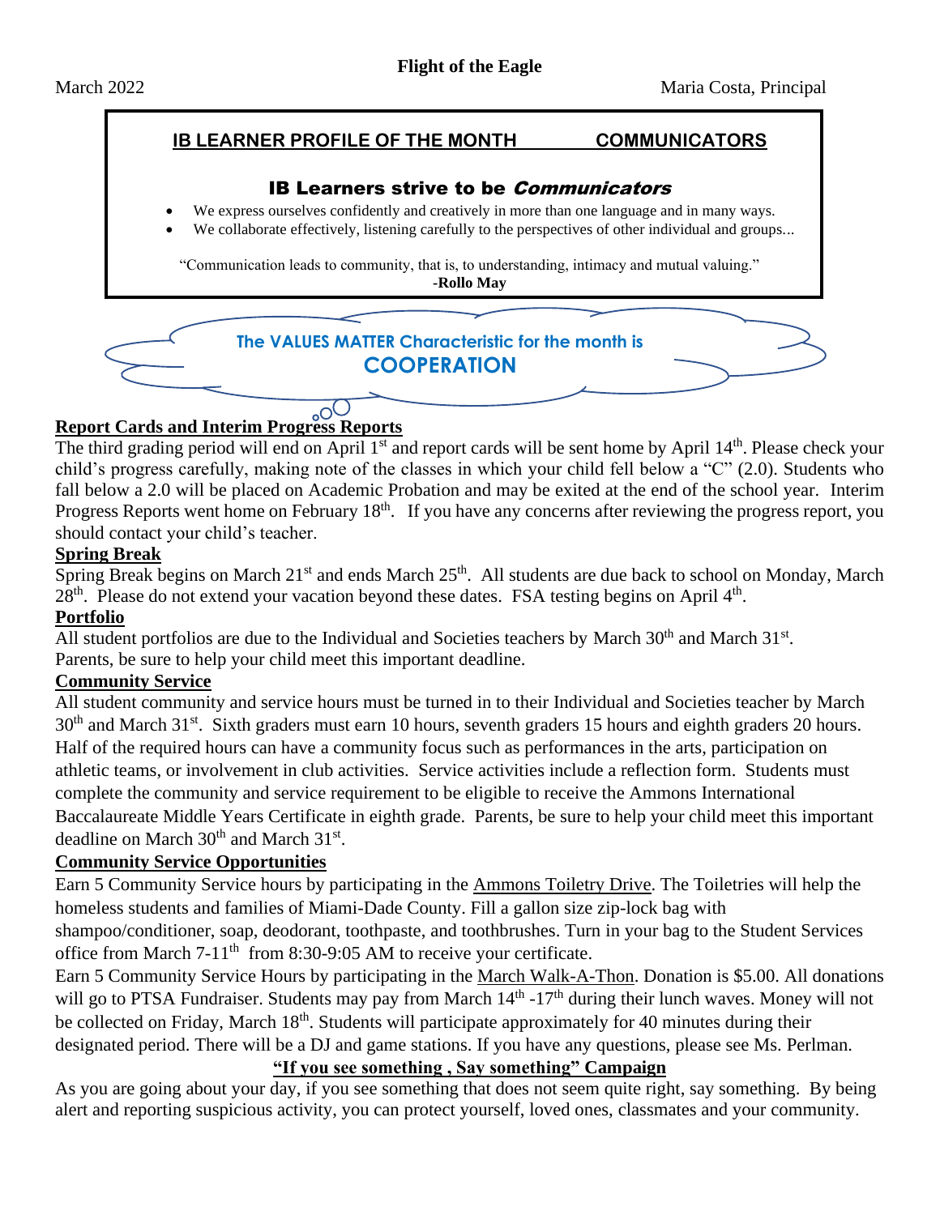**Flight of the Eagle**

March 2022 Maria Costa, Principal

## IB LEARNER PROFILE OF THE MONTH COMMUNICATORS

### IB Learners strive to be *Communicators*

- We express ourselves confidently and creatively in more than one language and in many ways.
- We collaborate effectively, listening carefully to the perspectives of other individual and groups...

"Communication leads to community, that is, to understanding, intimacy and mutual valuing."
**-Rollo May**

**The VALUES MATTER Characteristic for the month is**
**COOPERATION**

**Report Cards and Interim Progress Reports**

The third grading period will end on April 1st and report cards will be sent home by April 14th. Please check your child's progress carefully, making note of the classes in which your child fell below a "C" (2.0). Students who fall below a 2.0 will be placed on Academic Probation and may be exited at the end of the school year. Interim Progress Reports went home on February 18th. If you have any concerns after reviewing the progress report, you should contact your child's teacher.

**Spring Break**

Spring Break begins on March 21st and ends March 25th. All students are due back to school on Monday, March 28th. Please do not extend your vacation beyond these dates. FSA testing begins on April 4th.

**Portfolio**

All student portfolios are due to the Individual and Societies teachers by March 30th and March 31st. Parents, be sure to help your child meet this important deadline.

**Community Service**

All student community and service hours must be turned in to their Individual and Societies teacher by March 30th and March 31st. Sixth graders must earn 10 hours, seventh graders 15 hours and eighth graders 20 hours. Half of the required hours can have a community focus such as performances in the arts, participation on athletic teams, or involvement in club activities. Service activities include a reflection form. Students must complete the community and service requirement to be eligible to receive the Ammons International Baccalaureate Middle Years Certificate in eighth grade. Parents, be sure to help your child meet this important deadline on March 30th and March 31st.

**Community Service Opportunities**

Earn 5 Community Service hours by participating in the Ammons Toiletry Drive. The Toiletries will help the homeless students and families of Miami-Dade County. Fill a gallon size zip-lock bag with shampoo/conditioner, soap, deodorant, toothpaste, and toothbrushes. Turn in your bag to the Student Services office from March 7-11th from 8:30-9:05 AM to receive your certificate.

Earn 5 Community Service Hours by participating in the March Walk-A-Thon. Donation is $5.00. All donations will go to PTSA Fundraiser. Students may pay from March 14th -17th during their lunch waves. Money will not be collected on Friday, March 18th. Students will participate approximately for 40 minutes during their designated period. There will be a DJ and game stations. If you have any questions, please see Ms. Perlman.

**"If you see something , Say something" Campaign**

As you are going about your day, if you see something that does not seem quite right, say something. By being alert and reporting suspicious activity, you can protect yourself, loved ones, classmates and your community.